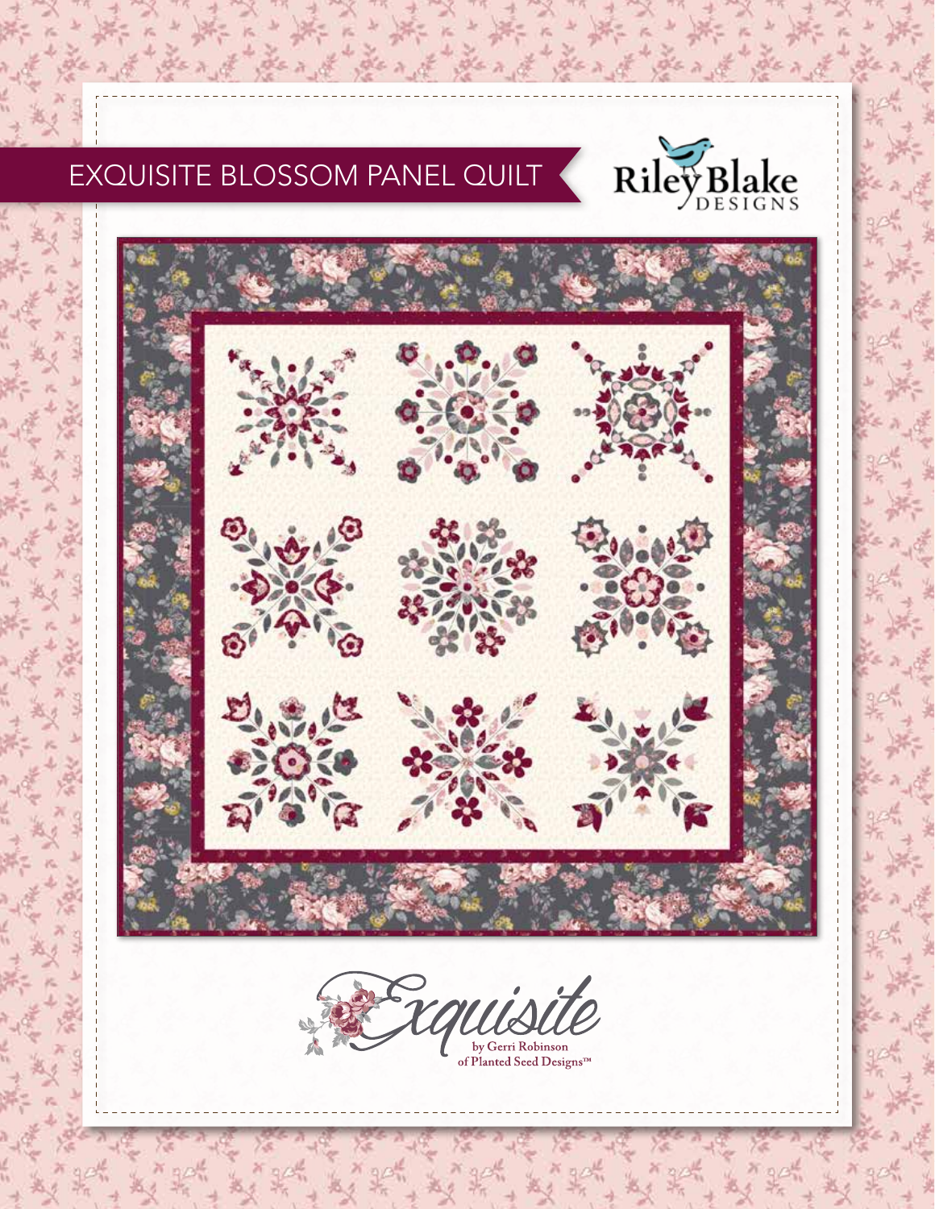# EXQUISITE BLOSSOM PANEL QUILT

Riley Blake DESIGNS

Exquisite

by Gerri Robinson of Planted Seed Designs™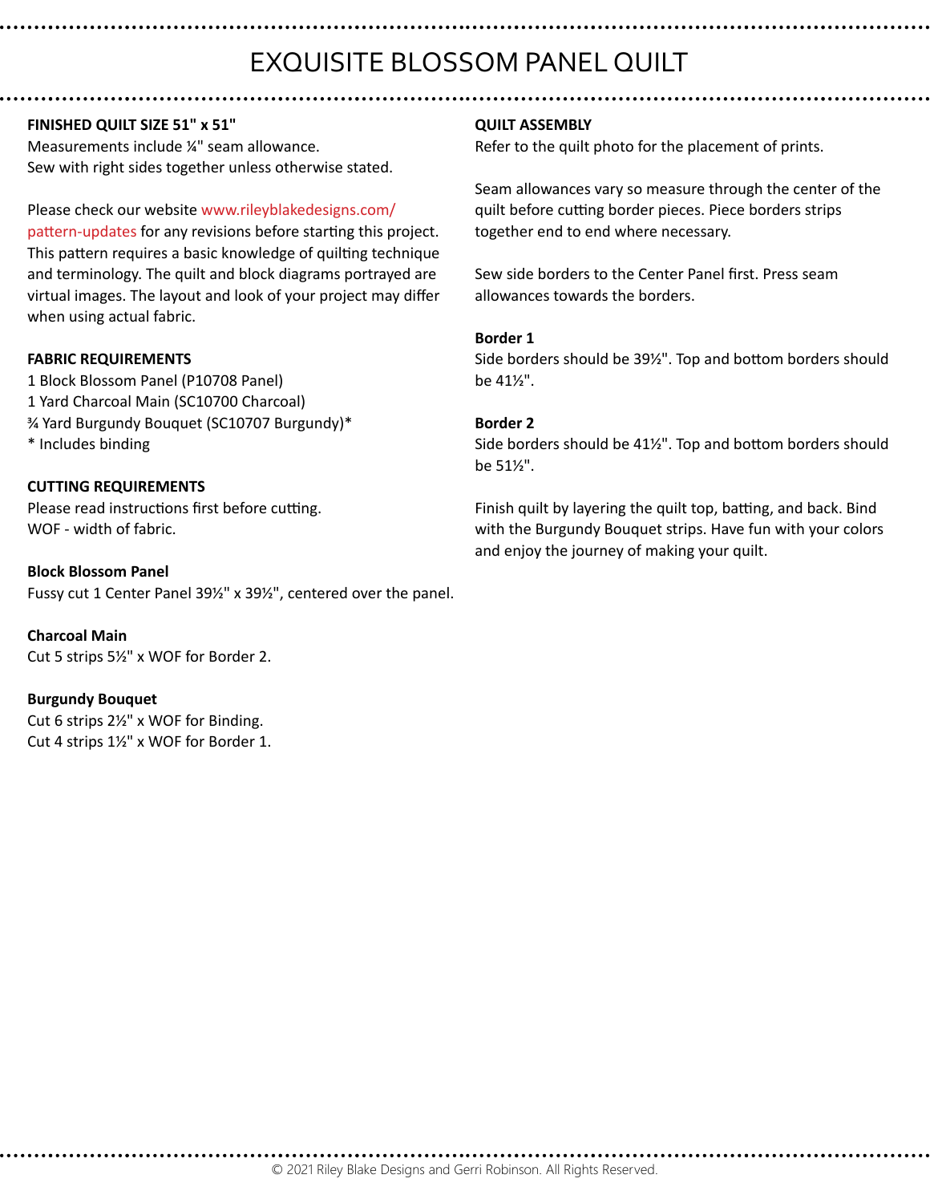# EXQUISITE BLOSSOM PANEL QUILT

**FINISHED QUILT SIZE 51" x 51"**
Measurements include ¼" seam allowance.
Sew with right sides together unless otherwise stated.

Please check our website www.rileyblakedesigns.com/pattern-updates for any revisions before starting this project. This pattern requires a basic knowledge of quilting technique and terminology. The quilt and block diagrams portrayed are virtual images. The layout and look of your project may differ when using actual fabric.

**FABRIC REQUIREMENTS**
1 Block Blossom Panel (P10708 Panel)
1 Yard Charcoal Main (SC10700 Charcoal)
¾ Yard Burgundy Bouquet (SC10707 Burgundy)*
* Includes binding

**CUTTING REQUIREMENTS**
Please read instructions first before cutting.
WOF - width of fabric.

**Block Blossom Panel**
Fussy cut 1 Center Panel 39½" x 39½", centered over the panel.

**Charcoal Main**
Cut 5 strips 5½" x WOF for Border 2.

**Burgundy Bouquet**
Cut 6 strips 2½" x WOF for Binding.
Cut 4 strips 1½" x WOF for Border 1.

**QUILT ASSEMBLY**
Refer to the quilt photo for the placement of prints.

Seam allowances vary so measure through the center of the quilt before cutting border pieces. Piece borders strips together end to end where necessary.

Sew side borders to the Center Panel first. Press seam allowances towards the borders.

**Border 1**
Side borders should be 39½". Top and bottom borders should be 41½".

**Border 2**
Side borders should be 41½". Top and bottom borders should be 51½".

Finish quilt by layering the quilt top, batting, and back. Bind with the Burgundy Bouquet strips. Have fun with your colors and enjoy the journey of making your quilt.

© 2021 Riley Blake Designs and Gerri Robinson. All Rights Reserved.